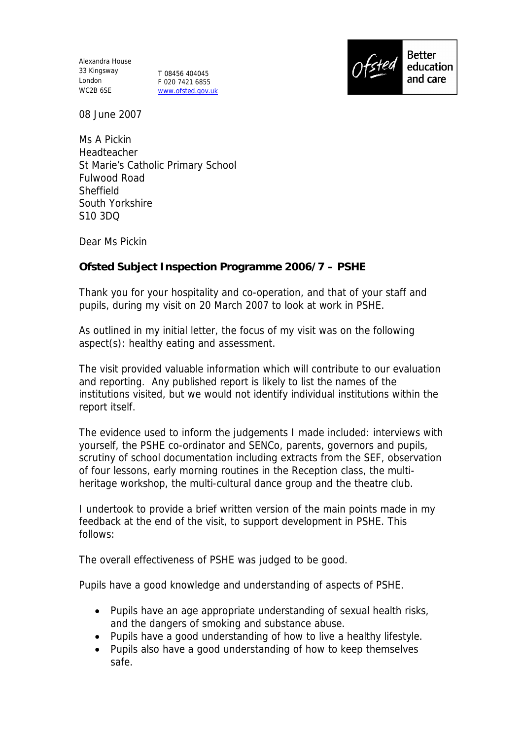Alexandra House
33 Kingsway
London
WC2B 6SE

T 08456 404045
F 020 7421 6855
www.ofsted.gov.uk

Ofsted — Better education and care

08 June 2007

Ms A Pickin
Headteacher
St Marie's Catholic Primary School
Fulwood Road
Sheffield
South Yorkshire
S10 3DQ

Dear Ms Pickin

**Ofsted Subject Inspection Programme 2006/7 – PSHE**

Thank you for your hospitality and co-operation, and that of your staff and pupils, during my visit on 20 March 2007 to look at work in PSHE.

As outlined in my initial letter, the focus of my visit was on the following aspect(s): healthy eating and assessment.

The visit provided valuable information which will contribute to our evaluation and reporting. Any published report is likely to list the names of the institutions visited, but we would not identify individual institutions within the report itself.

The evidence used to inform the judgements I made included: interviews with yourself, the PSHE co-ordinator and SENCo, parents, governors and pupils, scrutiny of school documentation including extracts from the SEF, observation of four lessons, early morning routines in the Reception class, the multi-heritage workshop, the multi-cultural dance group and the theatre club.

I undertook to provide a brief written version of the main points made in my feedback at the end of the visit, to support development in PSHE. This follows:

The overall effectiveness of PSHE was judged to be good.

Pupils have a good knowledge and understanding of aspects of PSHE.

- Pupils have an age appropriate understanding of sexual health risks, and the dangers of smoking and substance abuse.
- Pupils have a good understanding of how to live a healthy lifestyle.
- Pupils also have a good understanding of how to keep themselves safe.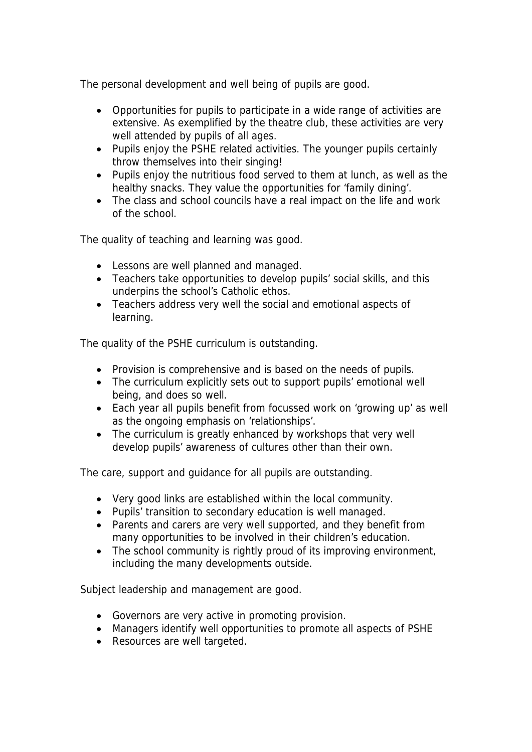The personal development and well being of pupils are good.

- Opportunities for pupils to participate in a wide range of activities are extensive. As exemplified by the theatre club, these activities are very well attended by pupils of all ages.
- Pupils enjoy the PSHE related activities. The younger pupils certainly throw themselves into their singing!
- Pupils enjoy the nutritious food served to them at lunch, as well as the healthy snacks. They value the opportunities for 'family dining'.
- The class and school councils have a real impact on the life and work of the school.

The quality of teaching and learning was good.

- Lessons are well planned and managed.
- Teachers take opportunities to develop pupils' social skills, and this underpins the school's Catholic ethos.
- Teachers address very well the social and emotional aspects of learning.

The quality of the PSHE curriculum is outstanding.

- Provision is comprehensive and is based on the needs of pupils.
- The curriculum explicitly sets out to support pupils' emotional well being, and does so well.
- Each year all pupils benefit from focussed work on 'growing up' as well as the ongoing emphasis on 'relationships'.
- The curriculum is greatly enhanced by workshops that very well develop pupils' awareness of cultures other than their own.

The care, support and guidance for all pupils are outstanding.

- Very good links are established within the local community.
- Pupils' transition to secondary education is well managed.
- Parents and carers are very well supported, and they benefit from many opportunities to be involved in their children's education.
- The school community is rightly proud of its improving environment, including the many developments outside.

Subject leadership and management are good.

- Governors are very active in promoting provision.
- Managers identify well opportunities to promote all aspects of PSHE
- Resources are well targeted.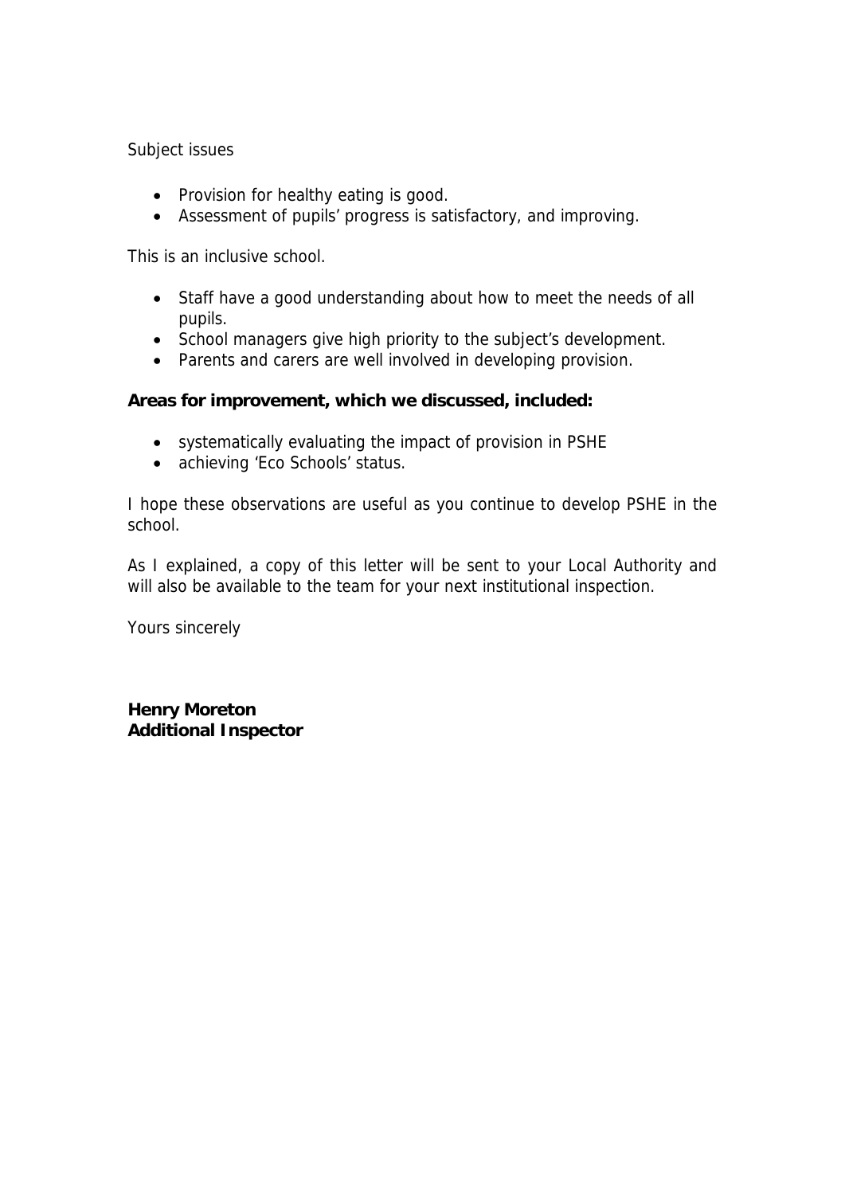Subject issues

- Provision for healthy eating is good.
- Assessment of pupils' progress is satisfactory, and improving.

This is an inclusive school.

- Staff have a good understanding about how to meet the needs of all pupils.
- School managers give high priority to the subject's development.
- Parents and carers are well involved in developing provision.

**Areas for improvement, which we discussed, included:**

- systematically evaluating the impact of provision in PSHE
- achieving 'Eco Schools' status.

I hope these observations are useful as you continue to develop PSHE in the school.

As I explained, a copy of this letter will be sent to your Local Authority and will also be available to the team for your next institutional inspection.

Yours sincerely

**Henry Moreton**
**Additional Inspector**